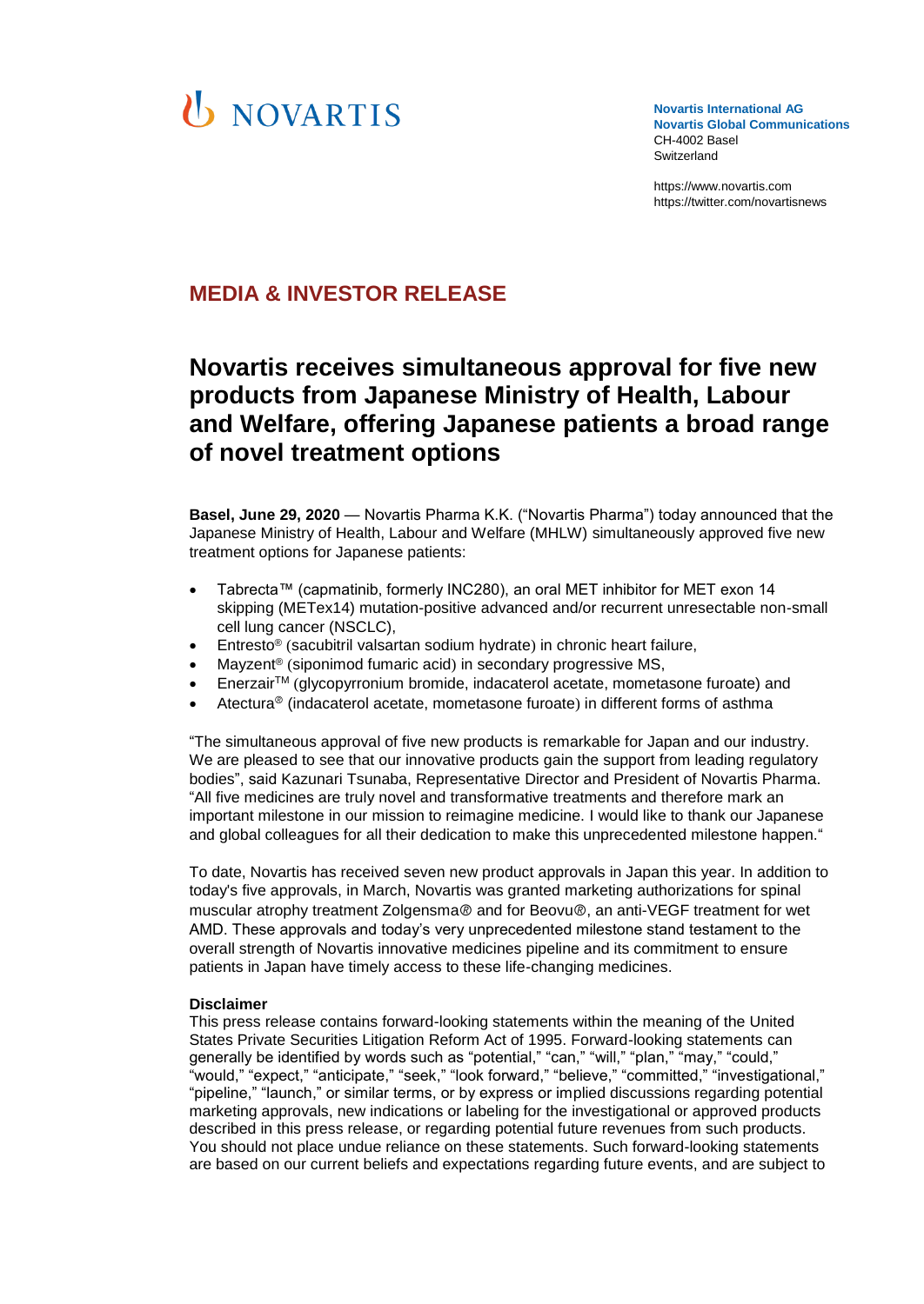NOVARTIS

**Novartis International AG**
**Novartis Global Communications**
CH-4002 Basel
Switzerland

https://www.novartis.com
https://twitter.com/novartisnews

## MEDIA & INVESTOR RELEASE

# Novartis receives simultaneous approval for five new products from Japanese Ministry of Health, Labour and Welfare, offering Japanese patients a broad range of novel treatment options

**Basel, June 29, 2020** — Novartis Pharma K.K. ("Novartis Pharma") today announced that the Japanese Ministry of Health, Labour and Welfare (MHLW) simultaneously approved five new treatment options for Japanese patients:

- Tabrecta™ (capmatinib, formerly INC280), an oral MET inhibitor for MET exon 14 skipping (METex14) mutation-positive advanced and/or recurrent unresectable non-small cell lung cancer (NSCLC),
- Entresto® (sacubitril valsartan sodium hydrate) in chronic heart failure,
- Mayzent® (siponimod fumaric acid) in secondary progressive MS,
- Enerzair™ (glycopyrronium bromide, indacaterol acetate, mometasone furoate) and
- Atectura® (indacaterol acetate, mometasone furoate) in different forms of asthma

"The simultaneous approval of five new products is remarkable for Japan and our industry. We are pleased to see that our innovative products gain the support from leading regulatory bodies", said Kazunari Tsunaba, Representative Director and President of Novartis Pharma. "All five medicines are truly novel and transformative treatments and therefore mark an important milestone in our mission to reimagine medicine. I would like to thank our Japanese and global colleagues for all their dedication to make this unprecedented milestone happen."

To date, Novartis has received seven new product approvals in Japan this year. In addition to today's five approvals, in March, Novartis was granted marketing authorizations for spinal muscular atrophy treatment Zolgensma® and for Beovu®, an anti-VEGF treatment for wet AMD. These approvals and today's very unprecedented milestone stand testament to the overall strength of Novartis innovative medicines pipeline and its commitment to ensure patients in Japan have timely access to these life-changing medicines.

**Disclaimer**
This press release contains forward-looking statements within the meaning of the United States Private Securities Litigation Reform Act of 1995. Forward-looking statements can generally be identified by words such as "potential," "can," "will," "plan," "may," "could," "would," "expect," "anticipate," "seek," "look forward," "believe," "committed," "investigational," "pipeline," "launch," or similar terms, or by express or implied discussions regarding potential marketing approvals, new indications or labeling for the investigational or approved products described in this press release, or regarding potential future revenues from such products. You should not place undue reliance on these statements. Such forward-looking statements are based on our current beliefs and expectations regarding future events, and are subject to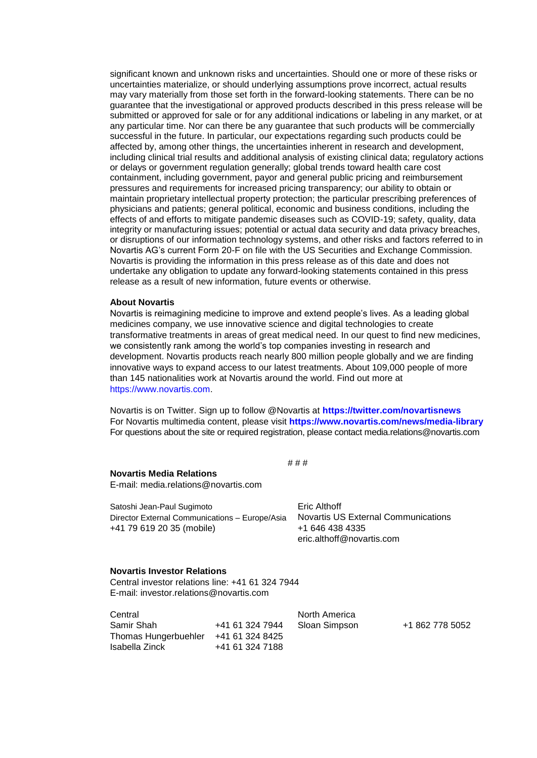significant known and unknown risks and uncertainties. Should one or more of these risks or uncertainties materialize, or should underlying assumptions prove incorrect, actual results may vary materially from those set forth in the forward-looking statements. There can be no guarantee that the investigational or approved products described in this press release will be submitted or approved for sale or for any additional indications or labeling in any market, or at any particular time. Nor can there be any guarantee that such products will be commercially successful in the future. In particular, our expectations regarding such products could be affected by, among other things, the uncertainties inherent in research and development, including clinical trial results and additional analysis of existing clinical data; regulatory actions or delays or government regulation generally; global trends toward health care cost containment, including government, payor and general public pricing and reimbursement pressures and requirements for increased pricing transparency; our ability to obtain or maintain proprietary intellectual property protection; the particular prescribing preferences of physicians and patients; general political, economic and business conditions, including the effects of and efforts to mitigate pandemic diseases such as COVID-19; safety, quality, data integrity or manufacturing issues; potential or actual data security and data privacy breaches, or disruptions of our information technology systems, and other risks and factors referred to in Novartis AG's current Form 20-F on file with the US Securities and Exchange Commission. Novartis is providing the information in this press release as of this date and does not undertake any obligation to update any forward-looking statements contained in this press release as a result of new information, future events or otherwise.

**About Novartis**

Novartis is reimagining medicine to improve and extend people's lives. As a leading global medicines company, we use innovative science and digital technologies to create transformative treatments in areas of great medical need. In our quest to find new medicines, we consistently rank among the world's top companies investing in research and development. Novartis products reach nearly 800 million people globally and we are finding innovative ways to expand access to our latest treatments. About 109,000 people of more than 145 nationalities work at Novartis around the world. Find out more at https://www.novartis.com.

Novartis is on Twitter. Sign up to follow @Novartis at **https://twitter.com/novartisnews**
For Novartis multimedia content, please visit **https://www.novartis.com/news/media-library**
For questions about the site or required registration, please contact media.relations@novartis.com

# # #

**Novartis Media Relations**
E-mail: media.relations@novartis.com

Satoshi Jean-Paul Sugimoto
Director External Communications – Europe/Asia
+41 79 619 20 35 (mobile)

Eric Althoff
Novartis US External Communications
+1 646 438 4335
eric.althoff@novartis.com

**Novartis Investor Relations**
Central investor relations line: +41 61 324 7944
E-mail: investor.relations@novartis.com

| | | | |
|---|---|---|---|
| Central | | North America | |
| Samir Shah | +41 61 324 7944 | Sloan Simpson | +1 862 778 5052 |
| Thomas Hungerbuehler | +41 61 324 8425 | | |
| Isabella Zinck | +41 61 324 7188 | | |